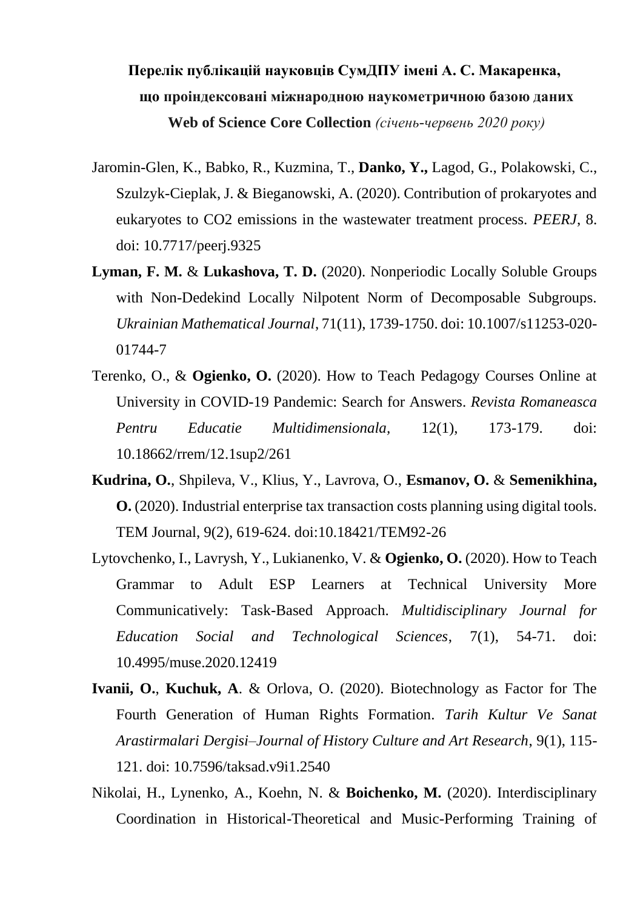**Перелік публікацій науковців СумДПУ імені А. С. Макаренка, що проіндексовані міжнародною наукометричною базою даних Web of Science Core Collection** *(січень-червень 2020 року)*

Jaromin-Glen, K., Babko, R., Kuzmina, T., **Danko, Y.,** Lagod, G., Polakowski, C., Szulzyk-Cieplak, J. & Bieganowski, A. (2020). Contribution of prokaryotes and eukaryotes to CO2 emissions in the wastewater treatment process. *PEERJ*, 8. doi: 10.7717/peerj.9325

**Lyman, F. M.** & **Lukashova, T. D.** (2020). Nonperiodic Locally Soluble Groups with Non-Dedekind Locally Nilpotent Norm of Decomposable Subgroups. *Ukrainian Mathematical Journal*, 71(11), 1739-1750. doi: 10.1007/s11253-020-01744-7

Terenko, O., & **Ogienko, O.** (2020). How to Teach Pedagogy Courses Online at University in COVID-19 Pandemic: Search for Answers. *Revista Romaneasca Pentru Educatie Multidimensionala*, 12(1), 173-179. doi: 10.18662/rrem/12.1sup2/261

**Kudrina, O.**, Shpileva, V., Klius, Y., Lavrova, O., **Esmanov, O.** & **Semenikhina, O.** (2020). Industrial enterprise tax transaction costs planning using digital tools. TEM Journal, 9(2), 619-624. doi:10.18421/TEM92-26

Lytovchenko, I., Lavrysh, Y., Lukianenko, V. & **Ogienko, O.** (2020). How to Teach Grammar to Adult ESP Learners at Technical University More Communicatively: Task-Based Approach. *Multidisciplinary Journal for Education Social and Technological Sciences*, 7(1), 54-71. doi: 10.4995/muse.2020.12419

**Ivanii, O.**, **Kuchuk, A**. & Orlova, O. (2020). Biotechnology as Factor for The Fourth Generation of Human Rights Formation. *Tarih Kultur Ve Sanat Arastirmalari Dergisi–Journal of History Culture and Art Research*, 9(1), 115-121. doi: 10.7596/taksad.v9i1.2540

Nikolai, H., Lynenko, A., Koehn, N. & **Boichenko, M.** (2020). Interdisciplinary Coordination in Historical-Theoretical and Music-Performing Training of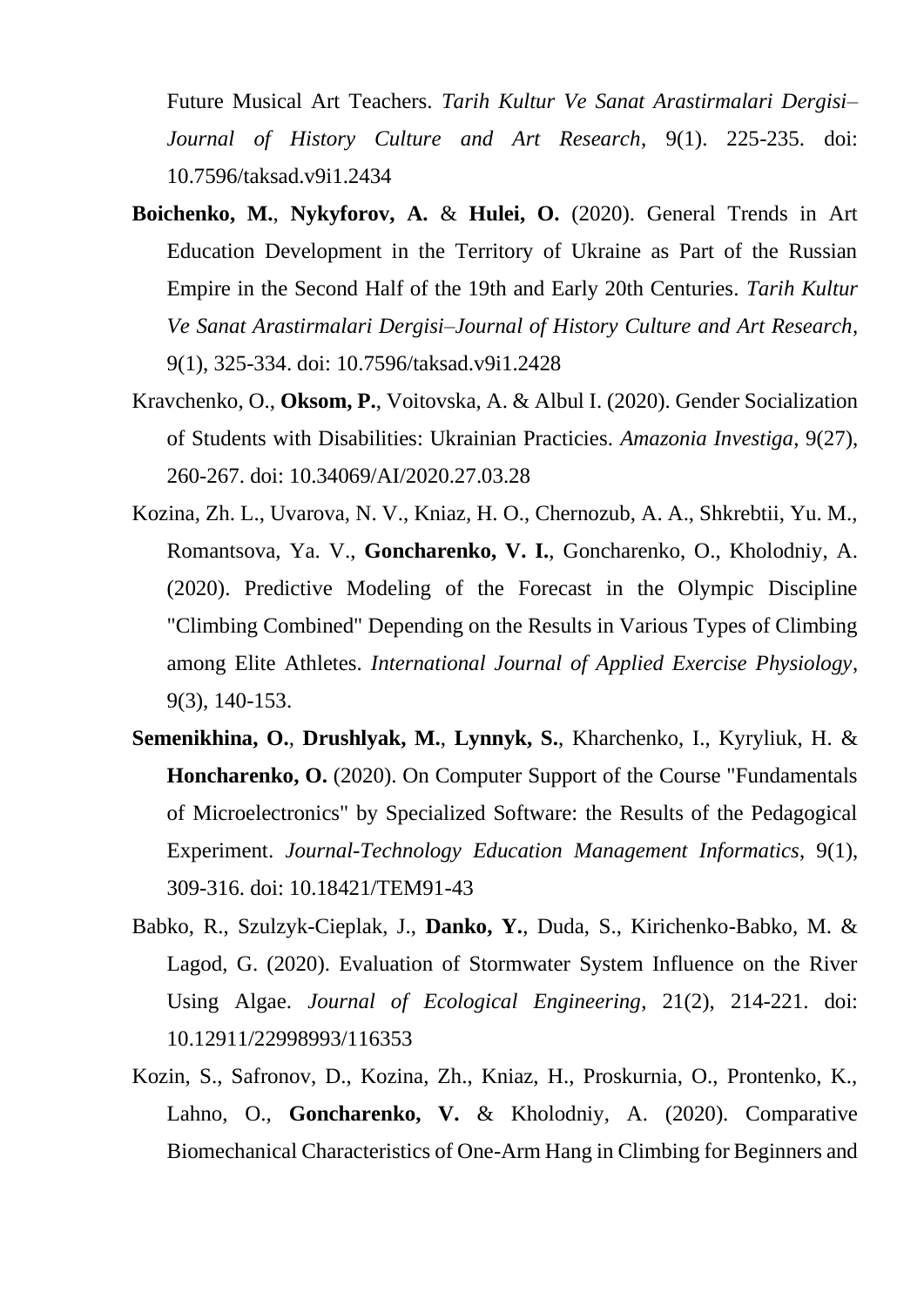Future Musical Art Teachers. *Tarih Kultur Ve Sanat Arastirmalari Dergisi– Journal of History Culture and Art Research*, 9(1). 225-235. doi: 10.7596/taksad.v9i1.2434

**Boichenko, M.**, **Nykyforov, A.** & **Hulei, O.** (2020). General Trends in Art Education Development in the Territory of Ukraine as Part of the Russian Empire in the Second Half of the 19th and Early 20th Centuries. *Tarih Kultur Ve Sanat Arastirmalari Dergisi–Journal of History Culture and Art Research*, 9(1), 325-334. doi: 10.7596/taksad.v9i1.2428

Kravchenko, O., **Oksom, P.**, Voitovska, A. & Albul I. (2020). Gender Socialization of Students with Disabilities: Ukrainian Practicies. *Amazonia Investiga*, 9(27), 260-267. doi: 10.34069/AI/2020.27.03.28

Kozina, Zh. L., Uvarova, N. V., Kniaz, H. O., Chernozub, A. A., Shkrebtii, Yu. M., Romantsova, Ya. V., **Goncharenko, V. I.**, Goncharenko, O., Kholodniy, A. (2020). Predictive Modeling of the Forecast in the Olympic Discipline "Climbing Combined" Depending on the Results in Various Types of Climbing among Elite Athletes. *International Journal of Applied Exercise Physiology*, 9(3), 140-153.

**Semenikhina, O.**, **Drushlyak, M.**, **Lynnyk, S.**, Kharchenko, I., Kyryliuk, H. & **Honcharenko, O.** (2020). On Computer Support of the Course "Fundamentals of Microelectronics" by Specialized Software: the Results of the Pedagogical Experiment. *Journal-Technology Education Management Informatics*, 9(1), 309-316. doi: 10.18421/TEM91-43

Babko, R., Szulzyk-Cieplak, J., **Danko, Y.**, Duda, S., Kirichenko-Babko, M. & Lagod, G. (2020). Evaluation of Stormwater System Influence on the River Using Algae. *Journal of Ecological Engineering*, 21(2), 214-221. doi: 10.12911/22998993/116353

Kozin, S., Safronov, D., Kozina, Zh., Kniaz, H., Proskurnia, O., Prontenko, K., Lahno, O., **Goncharenko, V.** & Kholodniy, A. (2020). Comparative Biomechanical Characteristics of One-Arm Hang in Climbing for Beginners and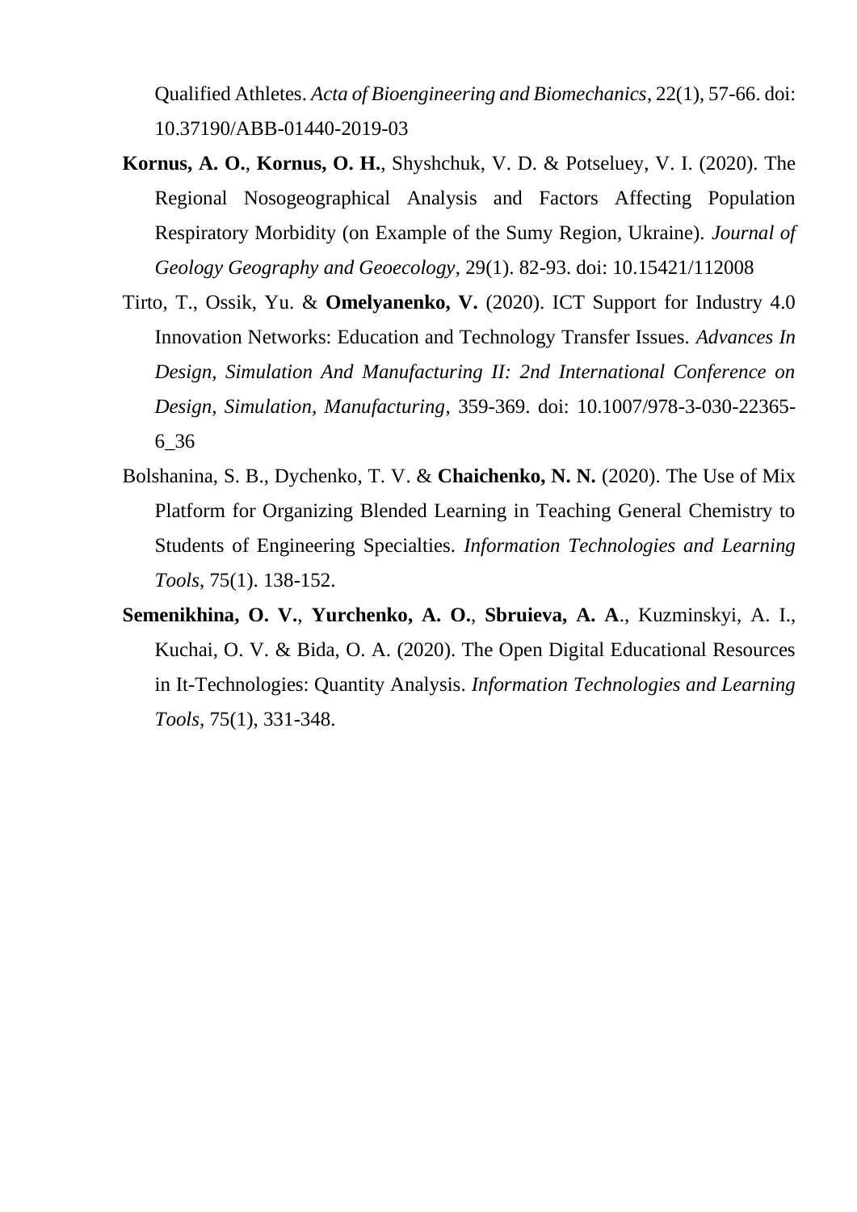Qualified Athletes. *Acta of Bioengineering and Biomechanics*, 22(1), 57-66. doi: 10.37190/ABB-01440-2019-03

**Kornus, A. O.**, **Kornus, O. H.**, Shyshchuk, V. D. & Potseluey, V. I. (2020). The Regional Nosogeographical Analysis and Factors Affecting Population Respiratory Morbidity (on Example of the Sumy Region, Ukraine). *Journal of Geology Geography and Geoecology*, 29(1). 82-93. doi: 10.15421/112008

Tirto, T., Ossik, Yu. & **Omelyanenko, V.** (2020). ICT Support for Industry 4.0 Innovation Networks: Education and Technology Transfer Issues. *Advances In Design, Simulation And Manufacturing II: 2nd International Conference on Design, Simulation, Manufacturing*, 359-369. doi: 10.1007/978-3-030-22365-6_36

Bolshanina, S. B., Dychenko, T. V. & **Chaichenko, N. N.** (2020). The Use of Mix Platform for Organizing Blended Learning in Teaching General Chemistry to Students of Engineering Specialties. *Information Technologies and Learning Tools*, 75(1). 138-152.

**Semenikhina, O. V.**, **Yurchenko, A. O.**, **Sbruieva, A. A**., Kuzminskyi, A. I., Kuchai, O. V. & Bida, O. A. (2020). The Open Digital Educational Resources in It-Technologies: Quantity Analysis. *Information Technologies and Learning Tools*, 75(1), 331-348.